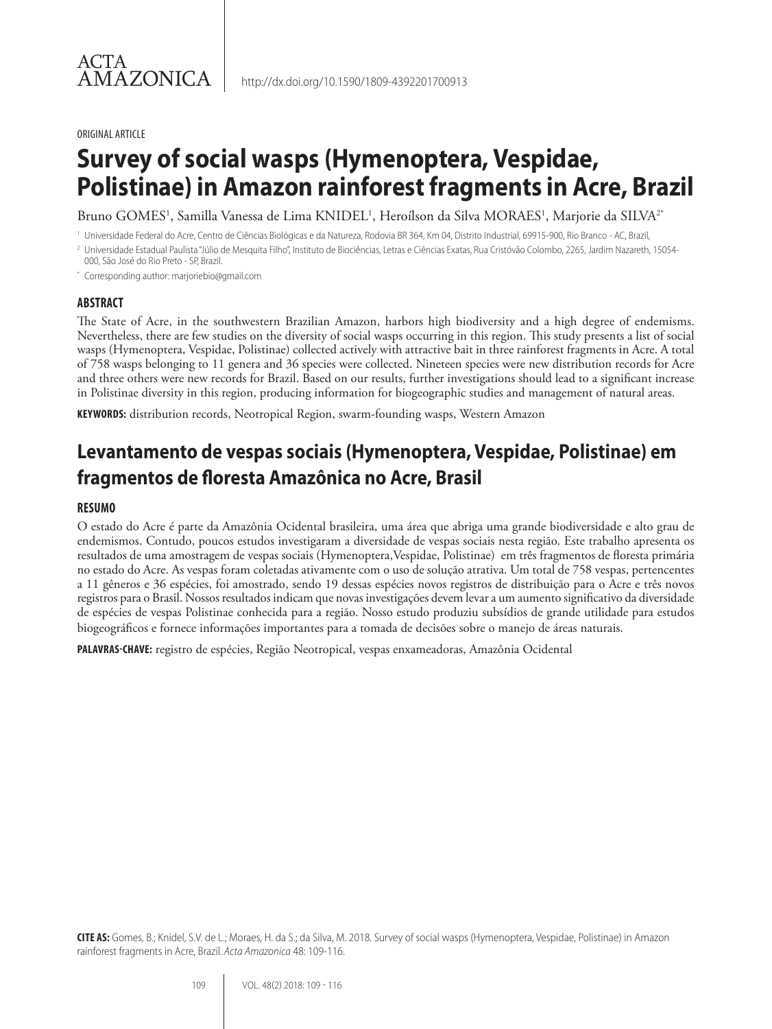ACTA AMAZONICA

http://dx.doi.org/10.1590/1809-4392201700913

ORIGINAL ARTICLE

# Survey of social wasps (Hymenoptera, Vespidae, Polistinae) in Amazon rainforest fragments in Acre, Brazil

Bruno GOMES[1], Samilla Vanessa de Lima KNIDEL[1], Heroílson da Silva MORAES[1], Marjorie da SILVA[2*]

[1] Universidade Federal do Acre, Centro de Ciências Biológicas e da Natureza, Rodovia BR 364, Km 04, Distrito Industrial, 69915-900, Rio Branco - AC, Brazil,

[2] Universidade Estadual Paulista "Júlio de Mesquita Filho", Instituto de Biociências, Letras e Ciências Exatas, Rua Cristóvão Colombo, 2265, Jardim Nazareth, 15054-000, São José do Rio Preto - SP, Brazil.

[*] Corresponding author: marjoriebio@gmail.com

## ABSTRACT

The State of Acre, in the southwestern Brazilian Amazon, harbors high biodiversity and a high degree of endemisms. Nevertheless, there are few studies on the diversity of social wasps occurring in this region. This study presents a list of social wasps (Hymenoptera, Vespidae, Polistinae) collected actively with attractive bait in three rainforest fragments in Acre. A total of 758 wasps belonging to 11 genera and 36 species were collected. Nineteen species were new distribution records for Acre and three others were new records for Brazil. Based on our results, further investigations should lead to a significant increase in Polistinae diversity in this region, producing information for biogeographic studies and management of natural areas.

**KEYWORDS:** distribution records, Neotropical Region, swarm-founding wasps, Western Amazon

# Levantamento de vespas sociais (Hymenoptera, Vespidae, Polistinae) em fragmentos de floresta Amazônica no Acre, Brasil

## RESUMO

O estado do Acre é parte da Amazônia Ocidental brasileira, uma área que abriga uma grande biodiversidade e alto grau de endemismos. Contudo, poucos estudos investigaram a diversidade de vespas sociais nesta região. Este trabalho apresenta os resultados de uma amostragem de vespas sociais (Hymenoptera,Vespidae, Polistinae) em três fragmentos de floresta primária no estado do Acre. As vespas foram coletadas ativamente com o uso de solução atrativa. Um total de 758 vespas, pertencentes a 11 gêneros e 36 espécies, foi amostrado, sendo 19 dessas espécies novos registros de distribuição para o Acre e três novos registros para o Brasil. Nossos resultados indicam que novas investigações devem levar a um aumento significativo da diversidade de espécies de vespas Polistinae conhecida para a região. Nosso estudo produziu subsídios de grande utilidade para estudos biogeográficos e fornece informações importantes para a tomada de decisões sobre o manejo de áreas naturais.

**PALAVRAS-CHAVE:** registro de espécies, Região Neotropical, vespas enxameadoras, Amazônia Ocidental

**CITE AS:** Gomes, B.; Knidel, S.V. de L.; Moraes, H. da S.; da Silva, M. 2018. Survey of social wasps (Hymenoptera, Vespidae, Polistinae) in Amazon rainforest fragments in Acre, Brazil. *Acta Amazonica* 48: 109-116.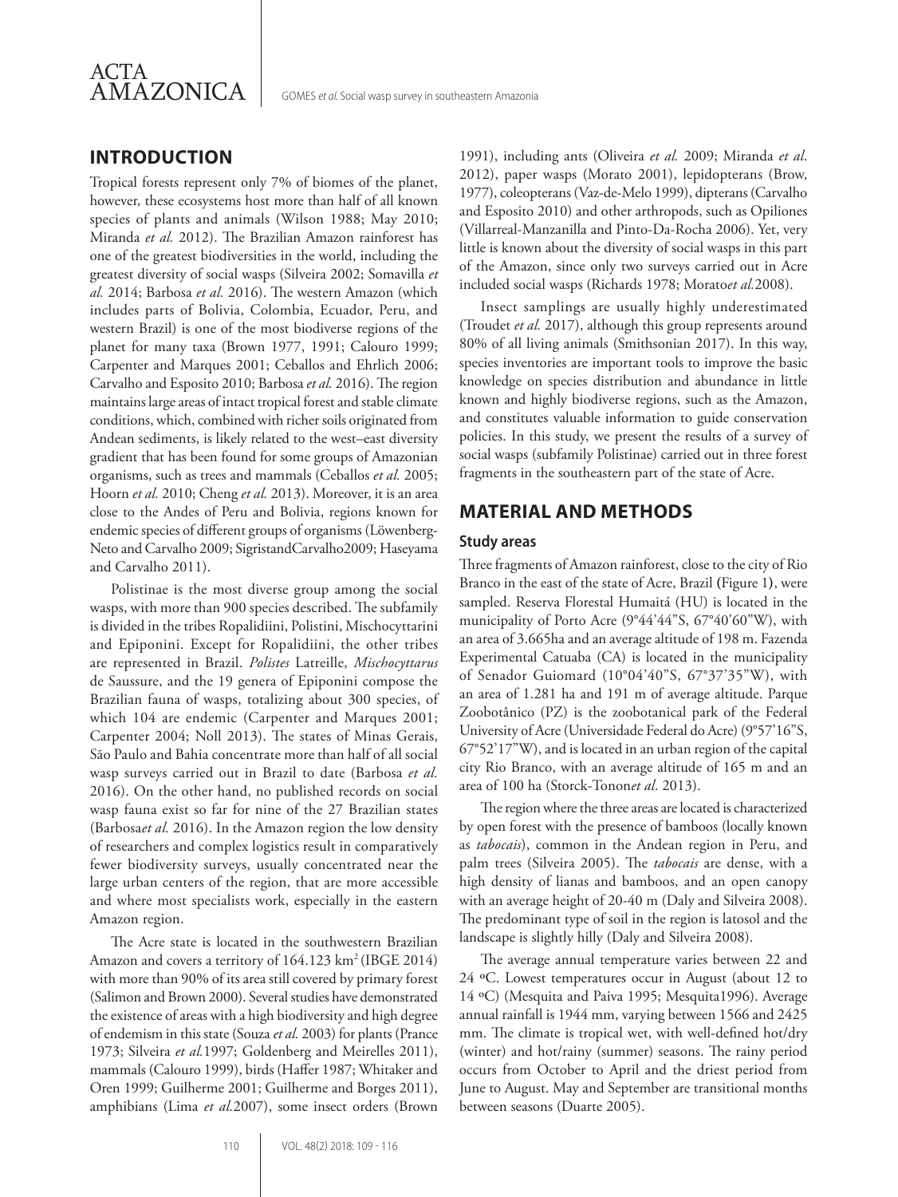## INTRODUCTION

Tropical forests represent only 7% of biomes of the planet, however, these ecosystems host more than half of all known species of plants and animals (Wilson 1988; May 2010; Miranda *et al.* 2012). The Brazilian Amazon rainforest has one of the greatest biodiversities in the world, including the greatest diversity of social wasps (Silveira 2002; Somavilla *et al.* 2014; Barbosa *et al.* 2016). The western Amazon (which includes parts of Bolivia, Colombia, Ecuador, Peru, and western Brazil) is one of the most biodiverse regions of the planet for many taxa (Brown 1977, 1991; Calouro 1999; Carpenter and Marques 2001; Ceballos and Ehrlich 2006; Carvalho and Esposito 2010; Barbosa *et al.* 2016). The region maintains large areas of intact tropical forest and stable climate conditions, which, combined with richer soils originated from Andean sediments, is likely related to the west–east diversity gradient that has been found for some groups of Amazonian organisms, such as trees and mammals (Ceballos *et al.* 2005; Hoorn *et al.* 2010; Cheng *et al.* 2013). Moreover, it is an area close to the Andes of Peru and Bolivia, regions known for endemic species of different groups of organisms (Löwenberg-Neto and Carvalho 2009; SigristandCarvalho2009; Haseyama and Carvalho 2011).

Polistinae is the most diverse group among the social wasps, with more than 900 species described. The subfamily is divided in the tribes Ropalidiini, Polistini, Mischocyttarini and Epiponini. Except for Ropalidiini, the other tribes are represented in Brazil. *Polistes* Latreille, *Mischocyttarus* de Saussure, and the 19 genera of Epiponini compose the Brazilian fauna of wasps, totalizing about 300 species, of which 104 are endemic (Carpenter and Marques 2001; Carpenter 2004; Noll 2013). The states of Minas Gerais, São Paulo and Bahia concentrate more than half of all social wasp surveys carried out in Brazil to date (Barbosa *et al.* 2016). On the other hand, no published records on social wasp fauna exist so far for nine of the 27 Brazilian states (Barbosa*et al.* 2016). In the Amazon region the low density of researchers and complex logistics result in comparatively fewer biodiversity surveys, usually concentrated near the large urban centers of the region, that are more accessible and where most specialists work, especially in the eastern Amazon region.

The Acre state is located in the southwestern Brazilian Amazon and covers a territory of 164.123 km$^2$ (IBGE 2014) with more than 90% of its area still covered by primary forest (Salimon and Brown 2000). Several studies have demonstrated the existence of areas with a high biodiversity and high degree of endemism in this state (Souza *et al.* 2003) for plants (Prance 1973; Silveira *et al.*1997; Goldenberg and Meirelles 2011), mammals (Calouro 1999), birds (Haffer 1987; Whitaker and Oren 1999; Guilherme 2001; Guilherme and Borges 2011), amphibians (Lima *et al.*2007), some insect orders (Brown 1991), including ants (Oliveira *et al.* 2009; Miranda *et al*. 2012), paper wasps (Morato 2001), lepidopterans (Brow, 1977), coleopterans (Vaz-de-Melo 1999), dipterans (Carvalho and Esposito 2010) and other arthropods, such as Opiliones (Villarreal-Manzanilla and Pinto-Da-Rocha 2006). Yet, very little is known about the diversity of social wasps in this part of the Amazon, since only two surveys carried out in Acre included social wasps (Richards 1978; Morato*et al.*2008).

Insect samplings are usually highly underestimated (Troudet *et al.* 2017), although this group represents around 80% of all living animals (Smithsonian 2017). In this way, species inventories are important tools to improve the basic knowledge on species distribution and abundance in little known and highly biodiverse regions, such as the Amazon, and constitutes valuable information to guide conservation policies. In this study, we present the results of a survey of social wasps (subfamily Polistinae) carried out in three forest fragments in the southeastern part of the state of Acre.

## MATERIAL AND METHODS

### Study areas

Three fragments of Amazon rainforest, close to the city of Rio Branco in the east of the state of Acre, Brazil **(**Figure 1**)**, were sampled. Reserva Florestal Humaitá (HU) is located in the municipality of Porto Acre (9°44'44"S, 67°40'60"W), with an area of 3.665ha and an average altitude of 198 m. Fazenda Experimental Catuaba (CA) is located in the municipality of Senador Guiomard (10°04'40"S, 67°37'35"W), with an area of 1.281 ha and 191 m of average altitude. Parque Zoobotânico (PZ) is the zoobotanical park of the Federal University of Acre (Universidade Federal do Acre) (9°57'16"S, 67°52'17"W), and is located in an urban region of the capital city Rio Branco, with an average altitude of 165 m and an area of 100 ha (Storck-Tonon*et al*. 2013).

The region where the three areas are located is characterized by open forest with the presence of bamboos (locally known as *tabocais*), common in the Andean region in Peru, and palm trees (Silveira 2005). The *tabocais* are dense, with a high density of lianas and bamboos, and an open canopy with an average height of 20-40 m (Daly and Silveira 2008). The predominant type of soil in the region is latosol and the landscape is slightly hilly (Daly and Silveira 2008).

The average annual temperature varies between 22 and 24 ºC. Lowest temperatures occur in August (about 12 to 14 ºC) (Mesquita and Paiva 1995; Mesquita1996). Average annual rainfall is 1944 mm, varying between 1566 and 2425 mm. The climate is tropical wet, with well-defined hot/dry (winter) and hot/rainy (summer) seasons. The rainy period occurs from October to April and the driest period from June to August. May and September are transitional months between seasons (Duarte 2005).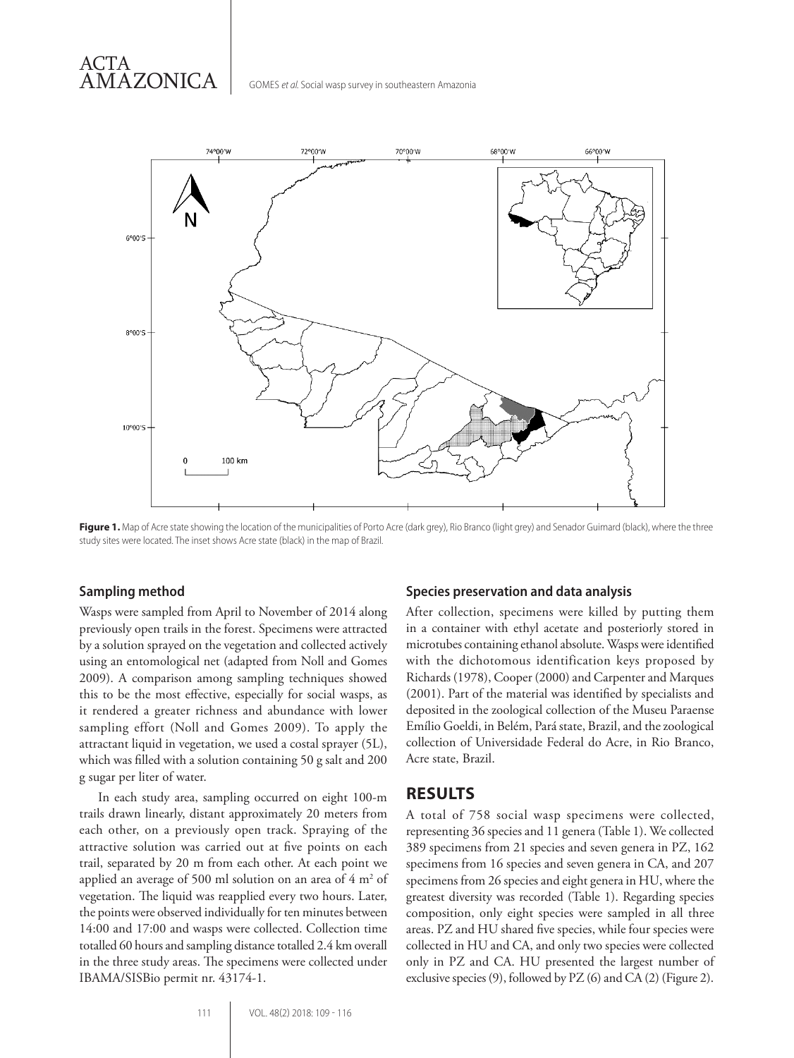**Figure 1.** Map of Acre state showing the location of the municipalities of Porto Acre (dark grey), Rio Branco (light grey) and Senador Guimard (black), where the three study sites were located. The inset shows Acre state (black) in the map of Brazil.

### Sampling method

Wasps were sampled from April to November of 2014 along previously open trails in the forest. Specimens were attracted by a solution sprayed on the vegetation and collected actively using an entomological net (adapted from Noll and Gomes 2009). A comparison among sampling techniques showed this to be the most effective, especially for social wasps, as it rendered a greater richness and abundance with lower sampling effort (Noll and Gomes 2009). To apply the attractant liquid in vegetation, we used a costal sprayer (5L), which was filled with a solution containing 50 g salt and 200 g sugar per liter of water.

In each study area, sampling occurred on eight 100-m trails drawn linearly, distant approximately 20 meters from each other, on a previously open track. Spraying of the attractive solution was carried out at five points on each trail, separated by 20 m from each other. At each point we applied an average of 500 ml solution on an area of 4 m$^2$ of vegetation. The liquid was reapplied every two hours. Later, the points were observed individually for ten minutes between 14:00 and 17:00 and wasps were collected. Collection time totalled 60 hours and sampling distance totalled 2.4 km overall in the three study areas. The specimens were collected under IBAMA/SISBio permit nr. 43174-1.

### Species preservation and data analysis

After collection, specimens were killed by putting them in a container with ethyl acetate and posteriorly stored in microtubes containing ethanol absolute. Wasps were identified with the dichotomous identification keys proposed by Richards (1978), Cooper (2000) and Carpenter and Marques (2001). Part of the material was identified by specialists and deposited in the zoological collection of the Museu Paraense Emílio Goeldi, in Belém, Pará state, Brazil, and the zoological collection of Universidade Federal do Acre, in Rio Branco, Acre state, Brazil.

## RESULTS

A total of 758 social wasp specimens were collected, representing 36 species and 11 genera (Table 1). We collected 389 specimens from 21 species and seven genera in PZ, 162 specimens from 16 species and seven genera in CA, and 207 specimens from 26 species and eight genera in HU, where the greatest diversity was recorded (Table 1). Regarding species composition, only eight species were sampled in all three areas. PZ and HU shared five species, while four species were collected in HU and CA, and only two species were collected only in PZ and CA. HU presented the largest number of exclusive species (9), followed by PZ (6) and CA (2) (Figure 2).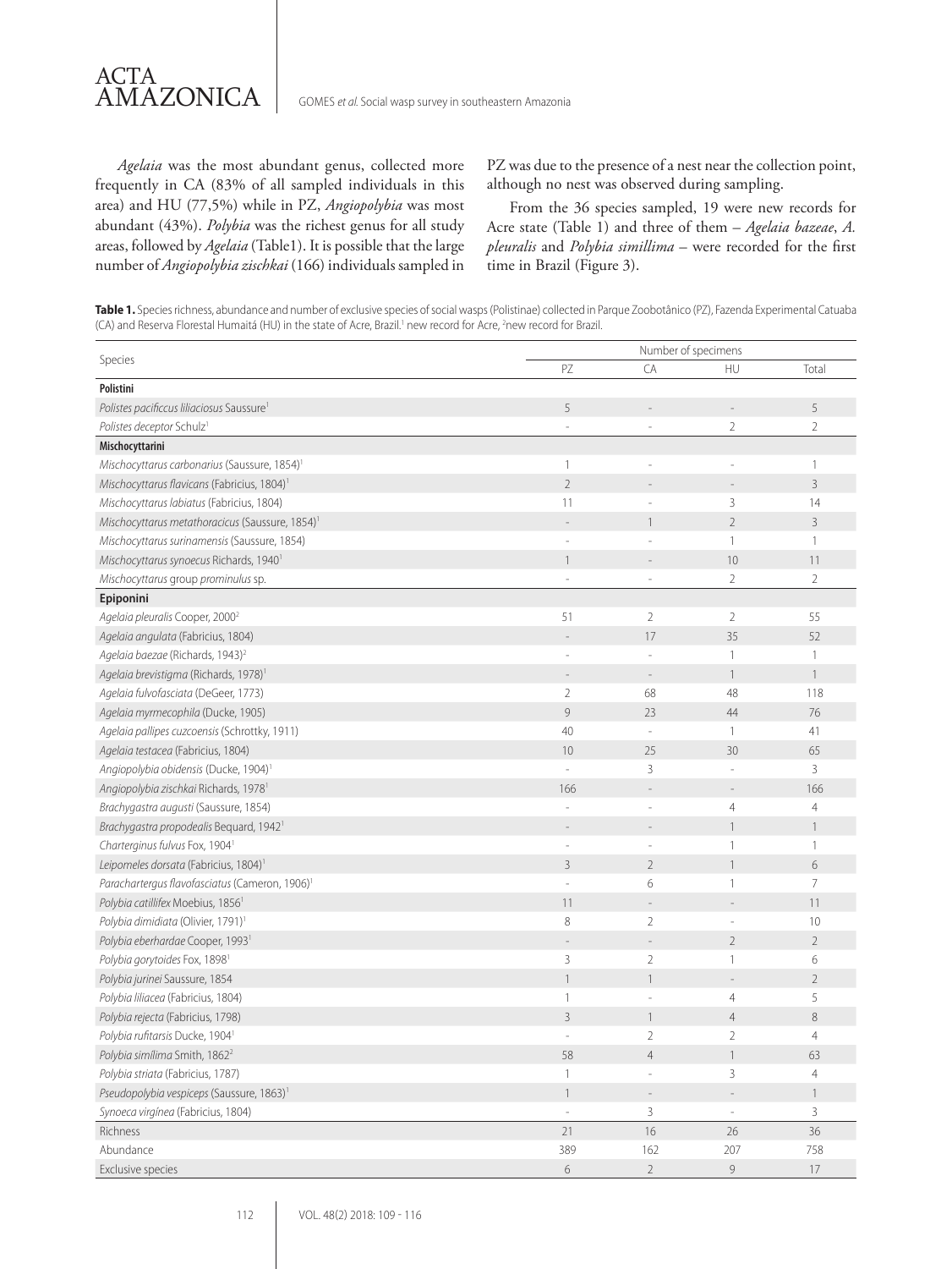*Agelaia* was the most abundant genus, collected more frequently in CA (83% of all sampled individuals in this area) and HU (77,5%) while in PZ, *Angiopolybia* was most abundant (43%). *Polybia* was the richest genus for all study areas, followed by *Agelaia* (Table1). It is possible that the large number of *Angiopolybia zischkai* (166) individuals sampled in PZ was due to the presence of a nest near the collection point, although no nest was observed during sampling.

From the 36 species sampled, 19 were new records for Acre state (Table 1) and three of them – *Agelaia bazeae*, *A. pleuralis* and *Polybia simillima* – were recorded for the first time in Brazil (Figure 3).

**Table 1.** Species richness, abundance and number of exclusive species of social wasps (Polistinae) collected in Parque Zoobotânico (PZ), Fazenda Experimental Catuaba (CA) and Reserva Florestal Humaitá (HU) in the state of Acre, Brazil.[1] new record for Acre, [2]new record for Brazil.

| Species | Number of specimens | | | |
|---|---|---|---|---|
| | PZ | CA | HU | Total |
| **Polistini** | | | | |
| *Polistes pacificcus liliaciosus* Saussure[1] | 5 | - | - | 5 |
| *Polistes deceptor* Schulz[1] | - | - | 2 | 2 |
| **Mischocyttarini** | | | | |
| *Mischocyttarus carbonarius* (Saussure, 1854)[1] | 1 | - | - | 1 |
| *Mischocyttarus flavicans* (Fabricius, 1804)[1] | 2 | - | - | 3 |
| *Mischocyttarus labiatus* (Fabricius, 1804) | 11 | - | 3 | 14 |
| *Mischocyttarus metathoracicus* (Saussure, 1854)[1] | - | 1 | 2 | 3 |
| *Mischocyttarus surinamensis* (Saussure, 1854) | - | - | 1 | 1 |
| *Mischocyttarus synoecus* Richards, 1940[1] | 1 | - | 10 | 11 |
| *Mischocyttarus* group *prominulus* sp. | - | - | 2 | 2 |
| **Epiponini** | | | | |
| *Agelaia pleuralis* Cooper, 2000[2] | 51 | 2 | 2 | 55 |
| *Agelaia angulata* (Fabricius, 1804) | - | 17 | 35 | 52 |
| *Agelaia baezae* (Richards, 1943)[2] | - | - | 1 | 1 |
| *Agelaia brevistigma* (Richards, 1978)[1] | - | - | 1 | 1 |
| *Agelaia fulvofasciata* (DeGeer, 1773) | 2 | 68 | 48 | 118 |
| *Agelaia myrmecophila* (Ducke, 1905) | 9 | 23 | 44 | 76 |
| *Agelaia pallipes cuzcoensis* (Schrottky, 1911) | 40 | - | 1 | 41 |
| *Agelaia testacea* (Fabricius, 1804) | 10 | 25 | 30 | 65 |
| *Angiopolybia obidensis* (Ducke, 1904)[1] | - | 3 | - | 3 |
| *Angiopolybia zischkai* Richards, 1978[1] | 166 | - | - | 166 |
| *Brachygastra augusti* (Saussure, 1854) | - | - | 4 | 4 |
| *Brachygastra propodealis* Bequard, 1942[1] | - | - | 1 | 1 |
| *Charterginus fulvus* Fox, 1904[1] | - | - | 1 | 1 |
| *Leipomeles dorsata* (Fabricius, 1804)[1] | 3 | 2 | 1 | 6 |
| *Parachartergus flavofasciatus* (Cameron, 1906)[1] | - | 6 | 1 | 7 |
| *Polybia catillifex* Moebius, 1856[1] | 11 | - | - | 11 |
| *Polybia dimidiata* (Olivier, 1791)[1] | 8 | 2 | - | 10 |
| *Polybia eberhardae* Cooper, 1993[1] | - | - | 2 | 2 |
| *Polybia gorytoides* Fox, 1898[1] | 3 | 2 | 1 | 6 |
| *Polybia jurinei* Saussure, 1854 | 1 | 1 | - | 2 |
| *Polybia liliacea* (Fabricius, 1804) | 1 | - | 4 | 5 |
| *Polybia rejecta* (Fabricius, 1798) | 3 | 1 | 4 | 8 |
| *Polybia rufitarsis* Ducke, 1904[1] | - | 2 | 2 | 4 |
| *Polybia simillima* Smith, 1862[2] | 58 | 4 | 1 | 63 |
| *Polybia striata* (Fabricius, 1787) | 1 | - | 3 | 4 |
| *Pseudopolybia vespiceps* (Saussure, 1863)[1] | 1 | - | - | 1 |
| *Synoeca virginea* (Fabricius, 1804) | - | 3 | - | 3 |
| Richness | 21 | 16 | 26 | 36 |
| Abundance | 389 | 162 | 207 | 758 |
| Exclusive species | 6 | 2 | 9 | 17 |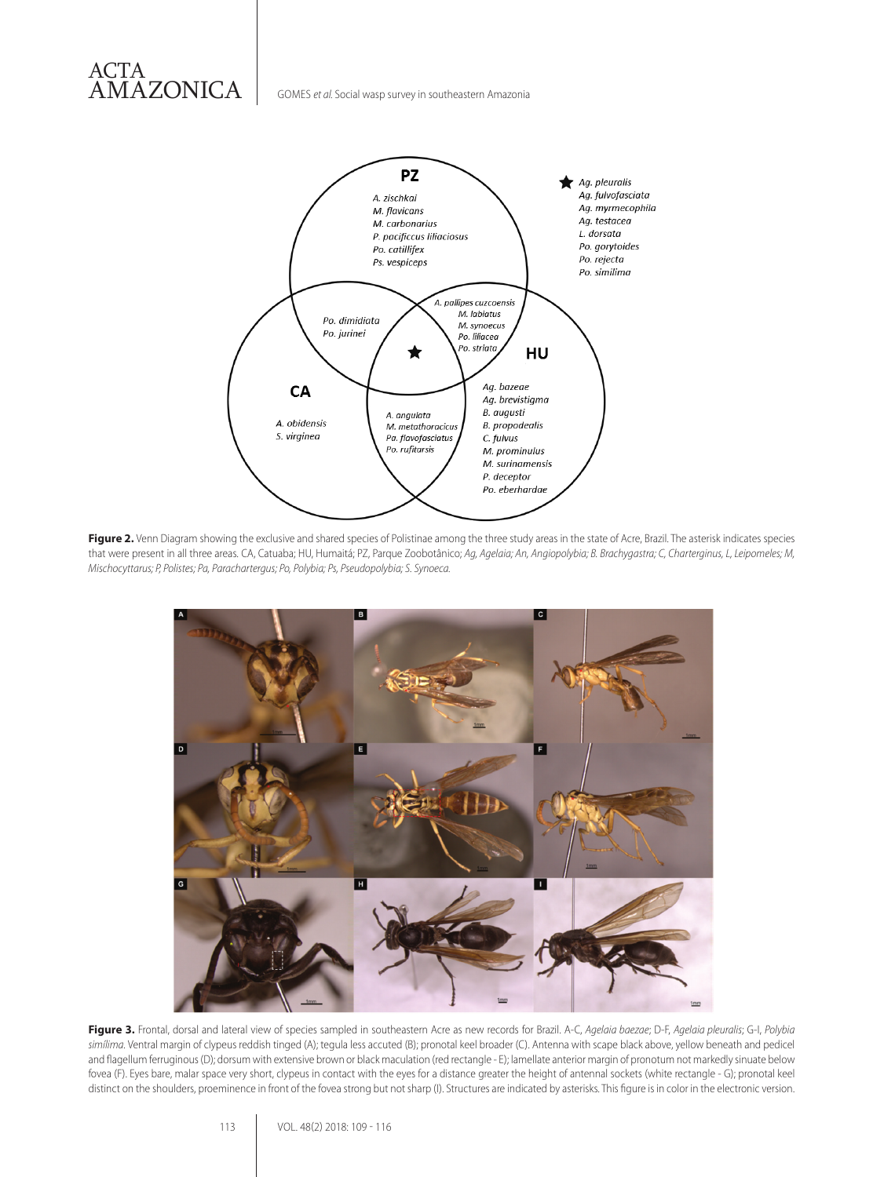**Figure 2.** Venn Diagram showing the exclusive and shared species of Polistinae among the three study areas in the state of Acre, Brazil. The asterisk indicates species that were present in all three areas. CA, Catuaba; HU, Humaitá; PZ, Parque Zoobotânico; *Ag, Agelaia; An, Angiopolybia; B. Brachygastra; C, Charterginus, L, Leipomeles; M, Mischocyttarus; P, Polistes; Pa, Parachartergus; Po, Polybia; Ps, Pseudopolybia; S. Synoeca.*

**Figure 3.** Frontal, dorsal and lateral view of species sampled in southeastern Acre as new records for Brazil. A-C, *Agelaia baezae*; D-F, *Agelaia pleuralis*; G-I, *Polybia similima*. Ventral margin of clypeus reddish tinged (A); tegula less accuted (B); pronotal keel broader (C). Antenna with scape black above, yellow beneath and pedicel and flagellum ferruginous (D); dorsum with extensive brown or black maculation (red rectangle - E); lamellate anterior margin of pronotum not markedly sinuate below fovea (F). Eyes bare, malar space very short, clypeus in contact with the eyes for a distance greater the height of antennal sockets (white rectangle - G); pronotal keel distinct on the shoulders, proeminence in front of the fovea strong but not sharp (I). Structures are indicated by asterisks. This figure is in color in the electronic version.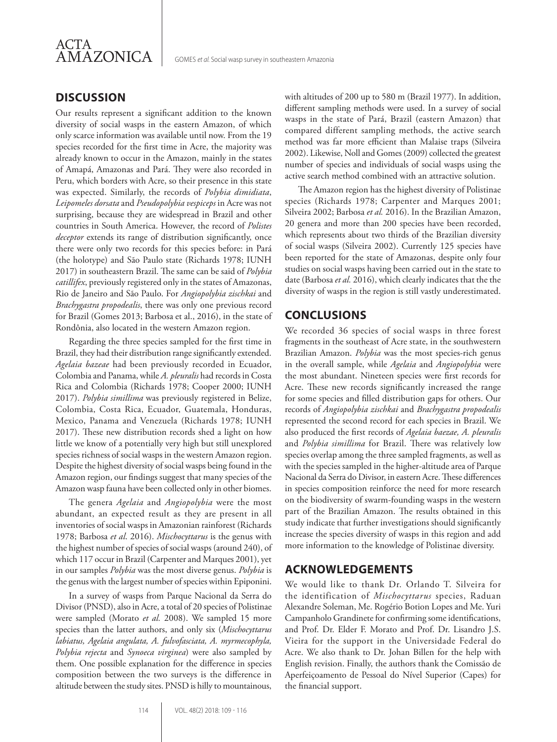## DISCUSSION

Our results represent a significant addition to the known diversity of social wasps in the eastern Amazon, of which only scarce information was available until now. From the 19 species recorded for the first time in Acre, the majority was already known to occur in the Amazon, mainly in the states of Amapá, Amazonas and Pará. They were also recorded in Peru, which borders with Acre, so their presence in this state was expected. Similarly, the records of *Polybia dimidiata*, *Leipomeles dorsata* and *Pseudopolybia vespiceps* in Acre was not surprising, because they are widespread in Brazil and other countries in South America. However, the record of *Polistes deceptor* extends its range of distribution significantly, once there were only two records for this species before: in Pará (the holotype) and São Paulo state (Richards 1978; IUNH 2017) in southeastern Brazil. The same can be said of *Polybia catillifex*, previously registered only in the states of Amazonas, Rio de Janeiro and São Paulo. For *Angiopolybia zischkai* and *Brachygastra propodealis*, there was only one previous record for Brazil (Gomes 2013; Barbosa et al., 2016), in the state of Rondônia, also located in the western Amazon region.

Regarding the three species sampled for the first time in Brazil, they had their distribution range significantly extended. *Agelaia bazeae* had been previously recorded in Ecuador, Colombia and Panama, while *A. pleuralis* had records in Costa Rica and Colombia (Richards 1978; Cooper 2000; IUNH 2017). *Polybia simillima* was previously registered in Belize, Colombia, Costa Rica, Ecuador, Guatemala, Honduras, Mexico, Panama and Venezuela (Richards 1978; IUNH 2017). These new distribution records shed a light on how little we know of a potentially very high but still unexplored species richness of social wasps in the western Amazon region. Despite the highest diversity of social wasps being found in the Amazon region, our findings suggest that many species of the Amazon wasp fauna have been collected only in other biomes.

The genera *Agelaia* and *Angiopolybia* were the most abundant, an expected result as they are present in all inventories of social wasps in Amazonian rainforest (Richards 1978; Barbosa *et al.* 2016). *Mischocyttarus* is the genus with the highest number of species of social wasps (around 240), of which 117 occur in Brazil (Carpenter and Marques 2001), yet in our samples *Polybia* was the most diverse genus. *Polybia* is the genus with the largest number of species within Epiponini.

In a survey of wasps from Parque Nacional da Serra do Divisor (PNSD), also in Acre, a total of 20 species of Polistinae were sampled (Morato *et al.* 2008). We sampled 15 more species than the latter authors, and only six (*Mischocyttarus labiatus, Agelaia angulata, A. fulvofasciata, A. myrmecophyla, Polybia rejecta* and *Synoeca virginea*) were also sampled by them. One possible explanation for the difference in species composition between the two surveys is the difference in altitude between the study sites. PNSD is hilly to mountainous, with altitudes of 200 up to 580 m (Brazil 1977). In addition, different sampling methods were used. In a survey of social wasps in the state of Pará, Brazil (eastern Amazon) that compared different sampling methods, the active search method was far more efficient than Malaise traps (Silveira 2002). Likewise, Noll and Gomes (2009) collected the greatest number of species and individuals of social wasps using the active search method combined with an attractive solution.

The Amazon region has the highest diversity of Polistinae species (Richards 1978; Carpenter and Marques 2001; Silveira 2002; Barbosa *et al.* 2016). In the Brazilian Amazon, 20 genera and more than 200 species have been recorded, which represents about two thirds of the Brazilian diversity of social wasps (Silveira 2002). Currently 125 species have been reported for the state of Amazonas, despite only four studies on social wasps having been carried out in the state to date (Barbosa *et al.* 2016), which clearly indicates that the the diversity of wasps in the region is still vastly underestimated.

## CONCLUSIONS

We recorded 36 species of social wasps in three forest fragments in the southeast of Acre state, in the southwestern Brazilian Amazon. *Polybia* was the most species-rich genus in the overall sample, while *Agelaia* and *Angiopolybia* were the most abundant. Nineteen species were first records for Acre. These new records significantly increased the range for some species and filled distribution gaps for others. Our records of *Angiopolybia zischkai* and *Brachygastra propodealis* represented the second record for each species in Brazil. We also produced the first records of *Agelaia baezae, A. pleuralis* and *Polybia simillima* for Brazil. There was relatively low species overlap among the three sampled fragments, as well as with the species sampled in the higher-altitude area of Parque Nacional da Serra do Divisor, in eastern Acre. These differences in species composition reinforce the need for more research on the biodiversity of swarm-founding wasps in the western part of the Brazilian Amazon. The results obtained in this study indicate that further investigations should significantly increase the species diversity of wasps in this region and add more information to the knowledge of Polistinae diversity.

## ACKNOWLEDGEMENTS

We would like to thank Dr. Orlando T. Silveira for the identification of *Mischocyttarus* species, Raduan Alexandre Soleman, Me. Rogério Botion Lopes and Me. Yuri Campanholo Grandinete for confirming some identifications, and Prof. Dr. Elder F. Morato and Prof. Dr. Lisandro J.S. Vieira for the support in the Universidade Federal do Acre. We also thank to Dr. Johan Billen for the help with English revision. Finally, the authors thank the Comissão de Aperfeiçoamento de Pessoal do Nível Superior (Capes) for the financial support.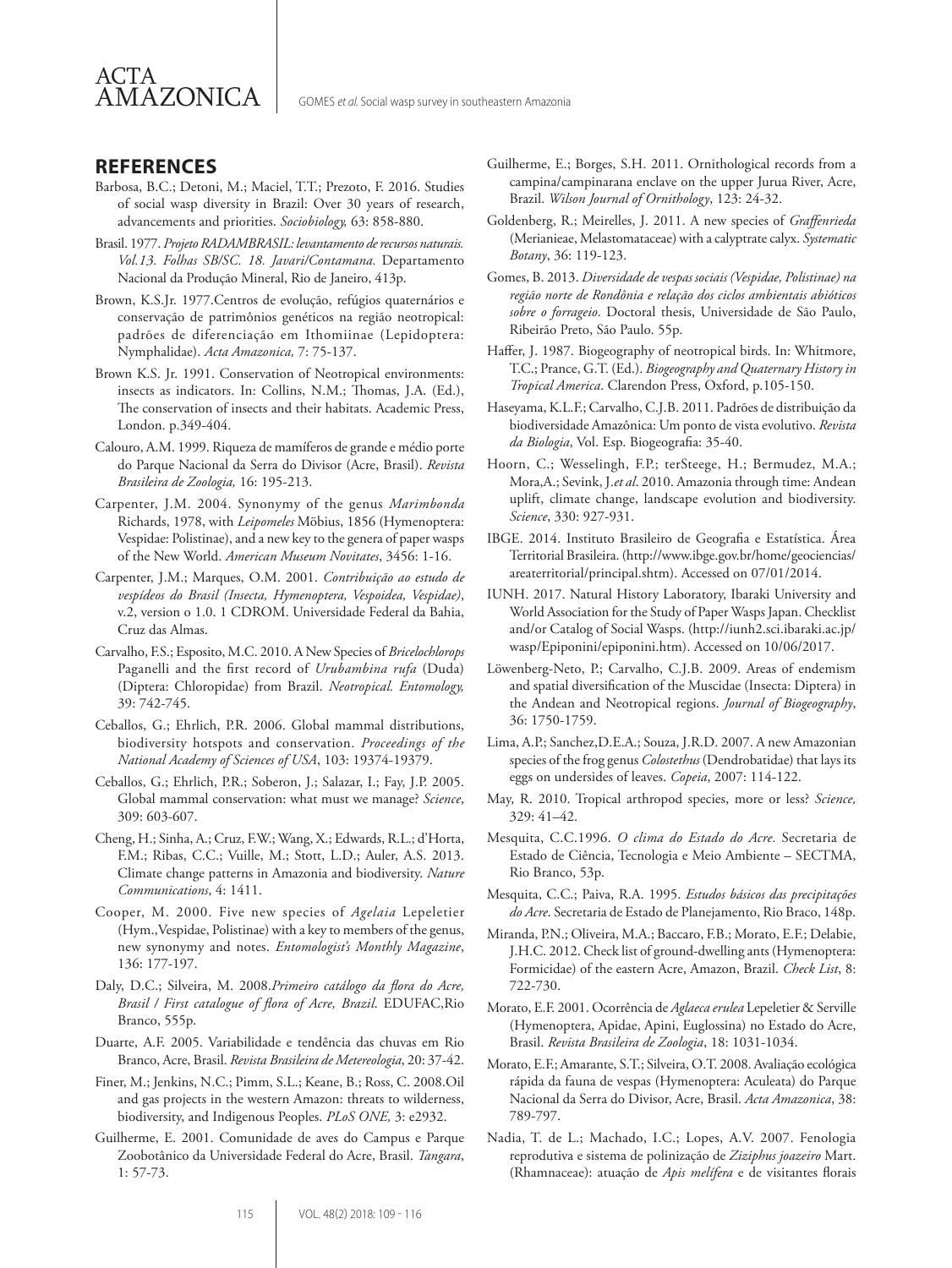## REFERENCES

Barbosa, B.C.; Detoni, M.; Maciel, T.T.; Prezoto, F. 2016. Studies of social wasp diversity in Brazil: Over 30 years of research, advancements and priorities. *Sociobiology,* 63: 858-880.

Brasil. 1977. *Projeto RADAMBRASIL: levantamento de recursos naturais. Vol.13. Folhas SB/SC. 18. Javari/Contamana.* Departamento Nacional da Produção Mineral, Rio de Janeiro, 413p.

Brown, K.S.Jr. 1977.Centros de evolução, refúgios quaternários e conservação de patrimônios genéticos na região neotropical: padrões de diferenciação em Ithomiinae (Lepidoptera: Nymphalidae). *Acta Amazonica,* 7: 75-137.

Brown K.S. Jr. 1991. Conservation of Neotropical environments: insects as indicators. In: Collins, N.M.; Thomas, J.A. (Ed.), The conservation of insects and their habitats. Academic Press, London. p.349-404.

Calouro, A.M. 1999. Riqueza de mamíferos de grande e médio porte do Parque Nacional da Serra do Divisor (Acre, Brasil). *Revista Brasileira de Zoologia,* 16: 195-213.

Carpenter, J.M. 2004. Synonymy of the genus *Marimbonda* Richards, 1978, with *Leipomeles* Möbius, 1856 (Hymenoptera: Vespidae: Polistinae), and a new key to the genera of paper wasps of the New World. *American Museum Novitates*, 3456: 1-16.

Carpenter, J.M.; Marques, O.M. 2001. *Contribuição ao estudo de vespídeos do Brasil (Insecta, Hymenoptera, Vespoidea, Vespidae)*, v.2, version o 1.0. 1 CDROM. Universidade Federal da Bahia, Cruz das Almas.

Carvalho, F.S.; Esposito, M.C. 2010. A New Species of *Bricelochlorops* Paganelli and the first record of *Urubambina rufa* (Duda) (Diptera: Chloropidae) from Brazil. *Neotropical. Entomology,* 39: 742-745.

Ceballos, G.; Ehrlich, P.R. 2006. Global mammal distributions, biodiversity hotspots and conservation. *Proceedings of the National Academy of Sciences of USA*, 103: 19374-19379.

Ceballos, G.; Ehrlich, P.R.; Soberon, J.; Salazar, I.; Fay, J.P. 2005. Global mammal conservation: what must we manage? *Science*, 309: 603-607.

Cheng, H.; Sinha, A.; Cruz, F.W.; Wang, X.; Edwards, R.L.; d'Horta, F.M.; Ribas, C.C.; Vuille, M.; Stott, L.D.; Auler, A.S. 2013. Climate change patterns in Amazonia and biodiversity. *Nature Communications*, 4: 1411.

Cooper, M. 2000. Five new species of *Agelaia* Lepeletier (Hym.,Vespidae, Polistinae) with a key to members of the genus, new synonymy and notes. *Entomologist's Monthly Magazine*, 136: 177-197.

Daly, D.C.; Silveira, M. 2008.*Primeiro catálogo da flora do Acre, Brasil / First catalogue of flora of Acre, Brazil.* EDUFAC,Rio Branco, 555p.

Duarte, A.F. 2005. Variabilidade e tendência das chuvas em Rio Branco, Acre, Brasil. *Revista Brasileira de Metereologia*, 20: 37-42.

Finer, M.; Jenkins, N.C.; Pimm, S.L.; Keane, B.; Ross, C. 2008.Oil and gas projects in the western Amazon: threats to wilderness, biodiversity, and Indigenous Peoples. *PLoS ONE,* 3: e2932.

Guilherme, E. 2001. Comunidade de aves do Campus e Parque Zoobotânico da Universidade Federal do Acre, Brasil. *Tangara*, 1: 57-73.

Guilherme, E.; Borges, S.H. 2011. Ornithological records from a campina/campinarana enclave on the upper Jurua River, Acre, Brazil. *Wilson Journal of Ornithology*, 123: 24-32.

Goldenberg, R.; Meirelles, J. 2011. A new species of *Graffenrieda* (Merianieae, Melastomataceae) with a calyptrate calyx. *Systematic Botany*, 36: 119-123.

Gomes, B. 2013. *Diversidade de vespas sociais (Vespidae, Polistinae) na região norte de Rondônia e relação dos ciclos ambientais abióticos sobre o forrageio*. Doctoral thesis, Universidade de São Paulo, Ribeirão Preto, São Paulo. 55p.

Haffer, J. 1987. Biogeography of neotropical birds. In: Whitmore, T.C.; Prance, G.T. (Ed.). *Biogeography and Quaternary History in Tropical America*. Clarendon Press, Oxford, p.105-150.

Haseyama, K.L.F.; Carvalho, C.J.B. 2011. Padrões de distribuição da biodiversidade Amazônica: Um ponto de vista evolutivo. *Revista da Biologia*, Vol. Esp. Biogeografia: 35-40.

Hoorn, C.; Wesselingh, F.P.; terSteege, H.; Bermudez, M.A.; Mora,A.; Sevink, J.*et al*. 2010. Amazonia through time: Andean uplift, climate change, landscape evolution and biodiversity. *Science*, 330: 927-931.

IBGE. 2014. Instituto Brasileiro de Geografia e Estatística. Área Territorial Brasileira. (http://www.ibge.gov.br/home/geociencias/areaterritorial/principal.shtm). Accessed on 07/01/2014.

IUNH. 2017. Natural History Laboratory, Ibaraki University and World Association for the Study of Paper Wasps Japan. Checklist and/or Catalog of Social Wasps. (http://iunh2.sci.ibaraki.ac.jp/wasp/Epiponini/epiponini.htm). Accessed on 10/06/2017.

Löwenberg-Neto, P.; Carvalho, C.J.B. 2009. Areas of endemism and spatial diversification of the Muscidae (Insecta: Diptera) in the Andean and Neotropical regions. *Journal of Biogeography*, 36: 1750-1759.

Lima, A.P.; Sanchez,D.E.A.; Souza, J.R.D. 2007. A new Amazonian species of the frog genus *Colostethus* (Dendrobatidae) that lays its eggs on undersides of leaves. *Copeia*, 2007: 114-122.

May, R. 2010. Tropical arthropod species, more or less? *Science,* 329: 41–42.

Mesquita, C.C.1996. *O clima do Estado do Acre.* Secretaria de Estado de Ciência, Tecnologia e Meio Ambiente – SECTMA, Rio Branco, 53p.

Mesquita, C.C.; Paiva, R.A. 1995. *Estudos básicos das precipitações do Acre*. Secretaria de Estado de Planejamento, Rio Braco, 148p.

Miranda, P.N.; Oliveira, M.A.; Baccaro, F.B.; Morato, E.F.; Delabie, J.H.C. 2012. Check list of ground-dwelling ants (Hymenoptera: Formicidae) of the eastern Acre, Amazon, Brazil. *Check List*, 8: 722-730.

Morato, E.F. 2001. Ocorrência de *Aglaeca erulea* Lepeletier & Serville (Hymenoptera, Apidae, Apini, Euglossina) no Estado do Acre, Brasil. *Revista Brasileira de Zoologia*, 18: 1031-1034.

Morato, E.F.; Amarante, S.T.; Silveira, O.T. 2008. Avaliação ecológica rápida da fauna de vespas (Hymenoptera: Aculeata) do Parque Nacional da Serra do Divisor, Acre, Brasil. *Acta Amazonica*, 38: 789-797.

Nadia, T. de L.; Machado, I.C.; Lopes, A.V. 2007. Fenologia reprodutiva e sistema de polinização de *Ziziphus joazeiro* Mart. (Rhamnaceae): atuação de *Apis melífera* e de visitantes florais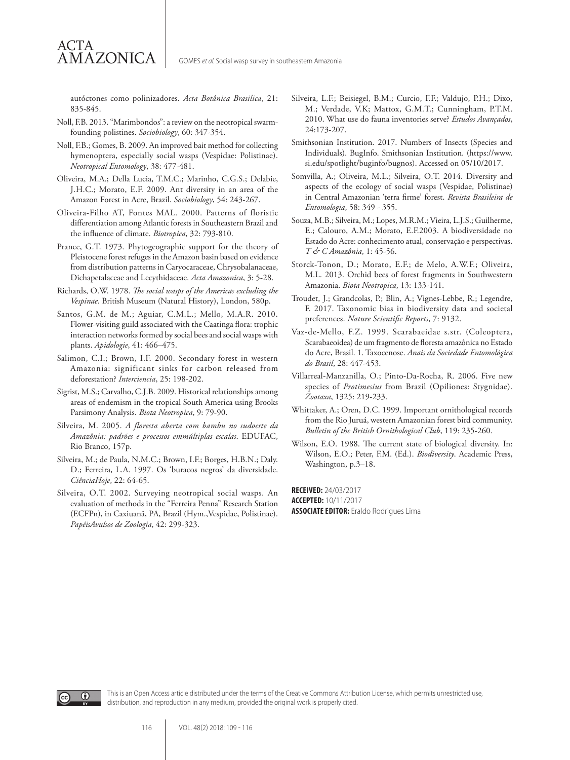autóctones como polinizadores. *Acta Botânica Brasilica*, 21: 835-845.

Noll, F.B. 2013. "Marimbondos": a review on the neotropical swarm-founding polistines. *Sociobiology*, 60: 347-354.

Noll, F.B.; Gomes, B. 2009. An improved bait method for collecting hymenoptera, especially social wasps (Vespidae: Polistinae). *Neotropical Entomology*, 38: 477-481.

Oliveira, M.A.; Della Lucia, T.M.C.; Marinho, C.G.S.; Delabie, J.H.C.; Morato, E.F. 2009. Ant diversity in an area of the Amazon Forest in Acre, Brazil. *Sociobiology*, 54: 243-267.

Oliveira-Filho AT, Fontes MAL. 2000. Patterns of floristic differentiation among Atlantic forests in Southeastern Brazil and the influence of climate. *Biotropica*, 32: 793-810.

Prance, G.T. 1973. Phytogeographic support for the theory of Pleistocene forest refuges in the Amazon basin based on evidence from distribution patterns in Caryocaraceae, Chrysobalanaceae, Dichapetalaceae and Lecythidaceae. *Acta Amazonica*, 3: 5-28.

Richards, O.W. 1978. *The social wasps of the Americas excluding the Vespinae*. British Museum (Natural History), London, 580p.

Santos, G.M. de M.; Aguiar, C.M.L.; Mello, M.A.R. 2010. Flower-visiting guild associated with the Caatinga flora: trophic interaction networks formed by social bees and social wasps with plants. *Apidologie*, 41: 466–475.

Salimon, C.I.; Brown, I.F. 2000. Secondary forest in western Amazonia: significant sinks for carbon released from deforestation? *Interciencia*, 25: 198-202.

Sigrist, M.S.; Carvalho, C.J.B. 2009. Historical relationships among areas of endemism in the tropical South America using Brooks Parsimony Analysis. *Biota Neotropica*, 9: 79-90.

Silveira, M. 2005. *A floresta aberta com bambu no sudoeste da Amazônia: padrões e processos emmúltiplas escalas*. EDUFAC, Rio Branco, 157p.

Silveira, M.; de Paula, N.M.C.; Brown, I.F.; Borges, H.B.N.; Daly. D.; Ferreira, L.A. 1997. Os 'buracos negros' da diversidade. *CiênciaHoje*, 22: 64-65.

Silveira, O.T. 2002. Surveying neotropical social wasps. An evaluation of methods in the "Ferreira Penna" Research Station (ECFPn), in Caxiuanã, PA, Brazil (Hym.,Vespidae, Polistinae). *PapéisAvulsos de Zoologia*, 42: 299-323.

Silveira, L.F.; Beisiegel, B.M.; Curcio, F.F.; Valdujo, P.H.; Dixo, M.; Verdade, V.K; Mattox, G.M.T.; Cunningham, P.T.M. 2010. What use do fauna inventories serve? *Estudos Avançados*, 24:173-207.

Smithsonian Institution. 2017. Numbers of Insects (Species and Individuals). BugInfo. Smithsonian Institution. (https://www.si.edu/spotlight/buginfo/bugnos). Accessed on 05/10/2017.

Somvilla, A.; Oliveira, M.L.; Silveira, O.T. 2014. Diversity and aspects of the ecology of social wasps (Vespidae, Polistinae) in Central Amazonian 'terra firme' forest. *Revista Brasileira de Entomologia*, 58: 349 - 355.

Souza, M.B.; Silveira, M.; Lopes, M.R.M.; Vieira, L.J.S.; Guilherme, E.; Calouro, A.M.; Morato, E.F.2003. A biodiversidade no Estado do Acre: conhecimento atual, conservação e perspectivas. *T & C Amazônia*, 1: 45-56.

Storck-Tonon, D.; Morato, E.F.; de Melo, A.W.F.; Oliveira, M.L. 2013. Orchid bees of forest fragments in Southwestern Amazonia. *Biota Neotropica*, 13: 133-141.

Troudet, J.; Grandcolas, P.; Blin, A.; Vignes-Lebbe, R.; Legendre, F. 2017. Taxonomic bias in biodiversity data and societal preferences. *Nature Scientific Reports*, 7: 9132.

Vaz-de-Mello, F.Z. 1999. Scarabaeidae s.str. (Coleoptera, Scarabaeoidea) de um fragmento de floresta amazônica no Estado do Acre, Brasil. 1. Taxocenose. *Anais da Sociedade Entomológica do Brasil*, 28: 447-453.

Villarreal-Manzanilla, O.; Pinto-Da-Rocha, R. 2006. Five new species of *Protimesius* from Brazil (Opiliones: Stygnidae). *Zootaxa*, 1325: 219-233.

Whittaker, A.; Oren, D.C. 1999. Important ornithological records from the Rio Juruá, western Amazonian forest bird community. *Bulletin of the British Ornithological Club*, 119: 235-260.

Wilson, E.O. 1988. The current state of biological diversity. In: Wilson, E.O.; Peter, F.M. (Ed.). *Biodiversity*. Academic Press, Washington, p.3–18.

**RECEIVED:** 24/03/2017
**ACCEPTED:** 10/11/2017
**ASSOCIATE EDITOR:** Eraldo Rodrigues Lima

This is an Open Access article distributed under the terms of the Creative Commons Attribution License, which permits unrestricted use, distribution, and reproduction in any medium, provided the original work is properly cited.